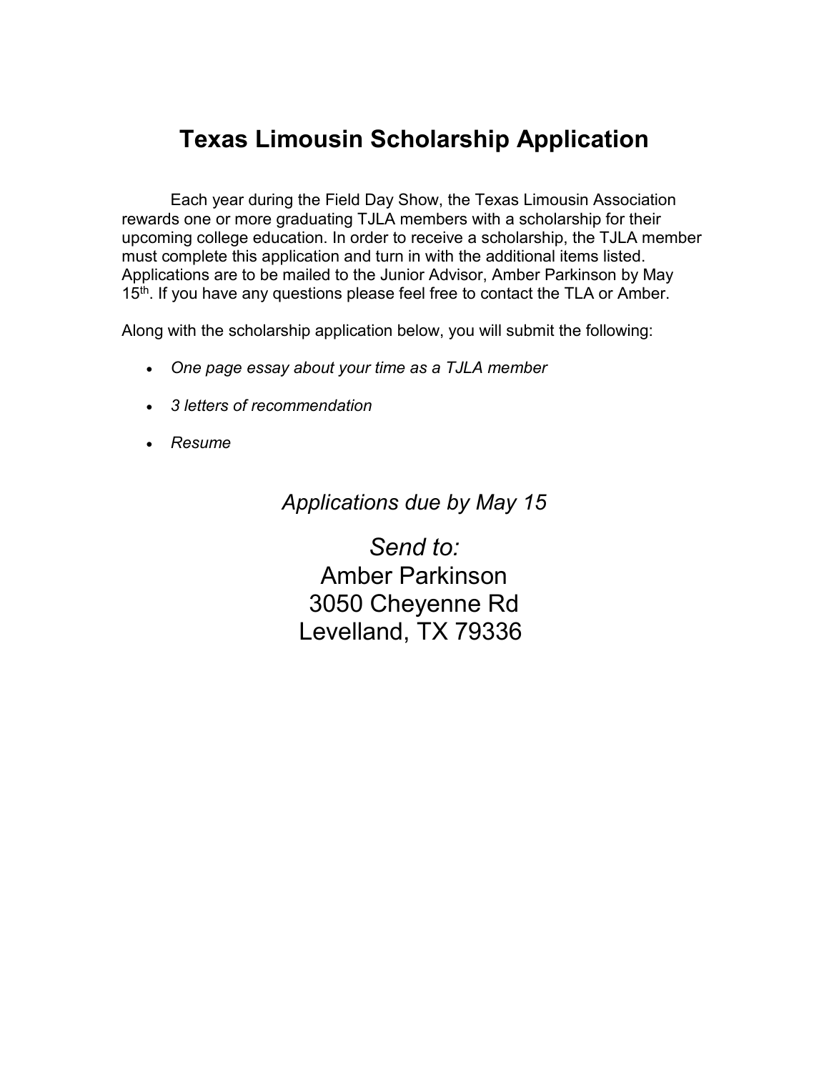# Texas Limousin Scholarship Application

Each year during the Field Day Show, the Texas Limousin Association rewards one or more graduating TJLA members with a scholarship for their upcoming college education. In order to receive a scholarship, the TJLA member must complete this application and turn in with the additional items listed. Applications are to be mailed to the Junior Advisor, Amber Parkinson by May 15th. If you have any questions please feel free to contact the TLA or Amber.

Along with the scholarship application below, you will submit the following:

- *One page essay about your time as a TJLA member*
- *3 letters of recommendation*
- *Resume*

*Applications due by May 15*

*Send to:*
Amber Parkinson
3050 Cheyenne Rd
Levelland, TX 79336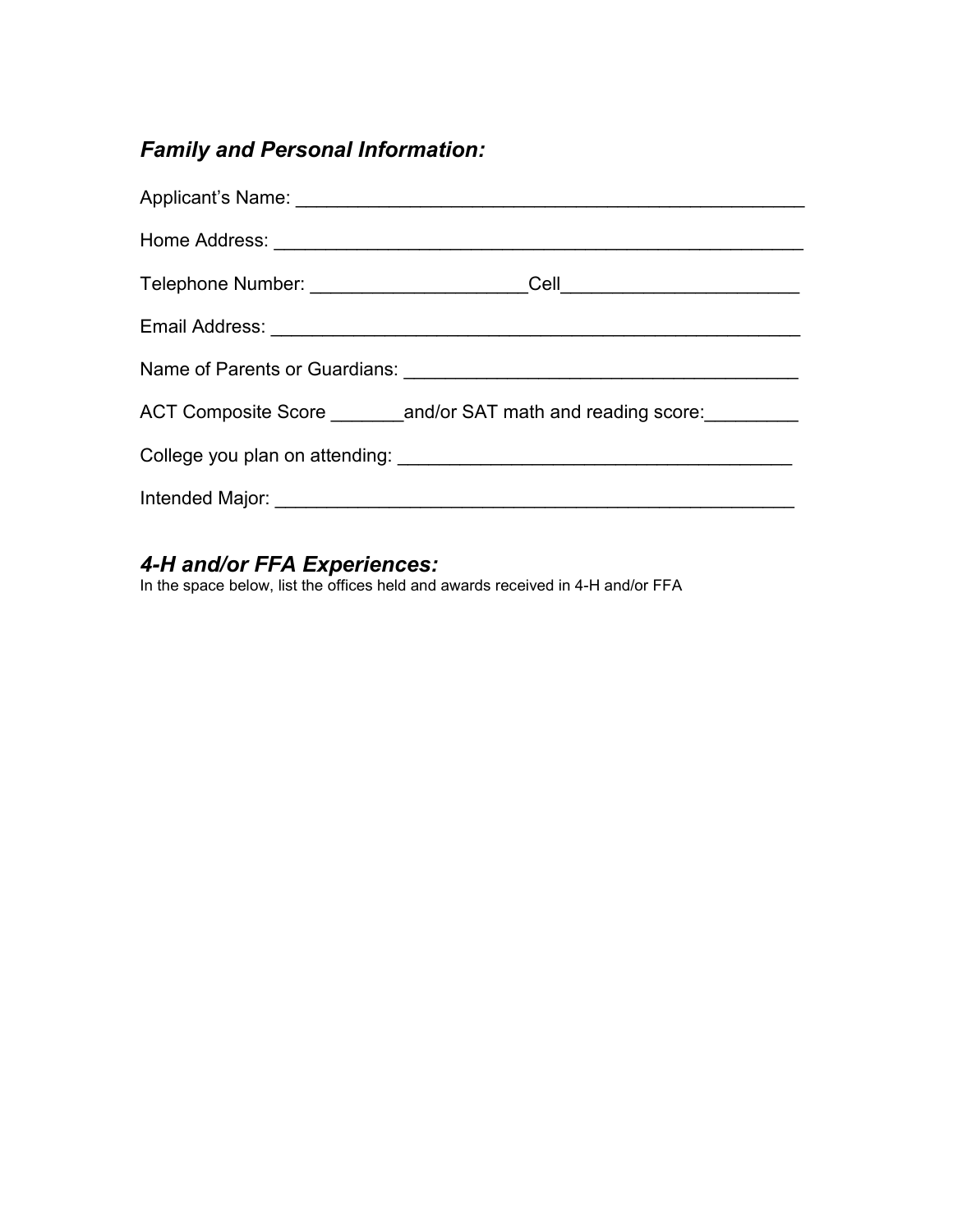## *Family and Personal Information:*

Applicant's Name: ___________________________________________________

Home Address: _____________________________________________________

Telephone Number: ____________________Cell______________________

Email Address: _____________________________________________________

Name of Parents or Guardians: _____________________________________

ACT Composite Score _______and/or SAT math and reading score:_________

College you plan on attending: ____________________________________

Intended Major: ____________________________________________________

## *4-H and/or FFA Experiences:*

In the space below, list the offices held and awards received in 4-H and/or FFA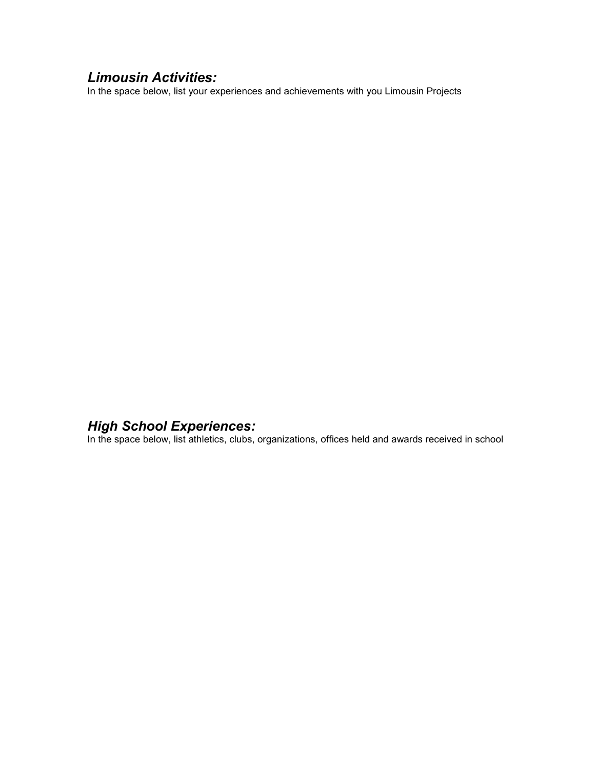## *Limousin Activities:*

In the space below, list your experiences and achievements with you Limousin Projects

## *High School Experiences:*

In the space below, list athletics, clubs, organizations, offices held and awards received in school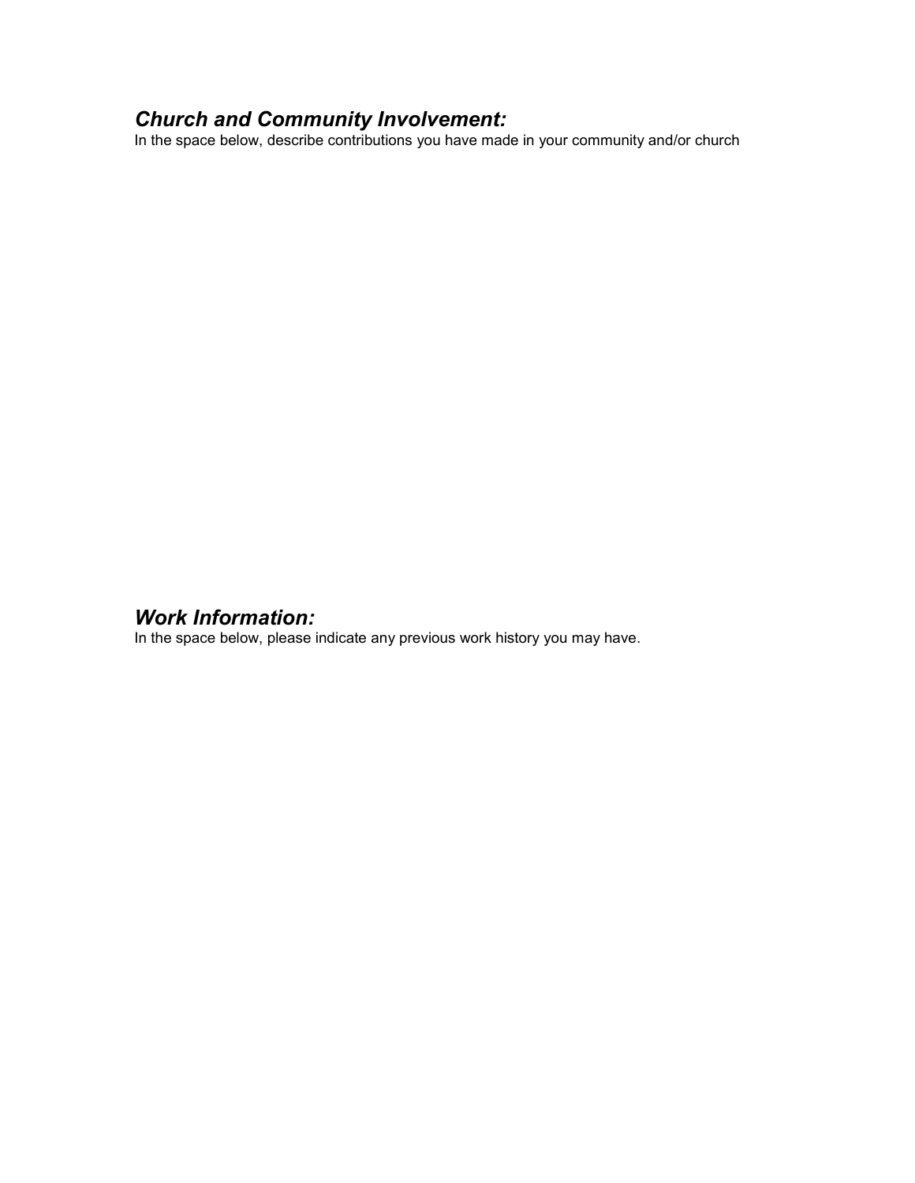### ***Church and Community Involvement:***

In the space below, describe contributions you have made in your community and/or church

### ***Work Information:***

In the space below, please indicate any previous work history you may have.